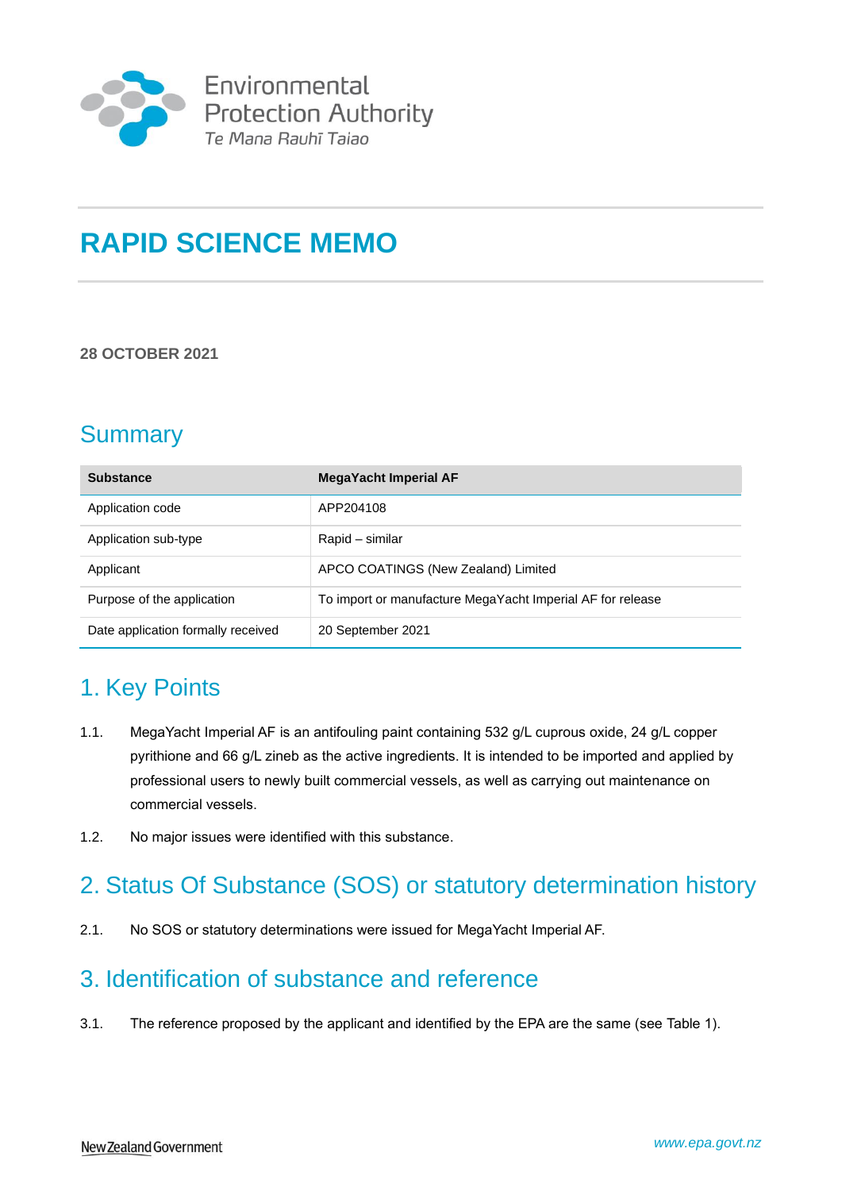Environmental Protection Authority
*Te Mana Rauhī Taiao*

# RAPID SCIENCE MEMO

**28 OCTOBER 2021**

## Summary

| **Substance** | **MegaYacht Imperial AF** |
|---|---|
| Application code | APP204108 |
| Application sub-type | Rapid – similar |
| Applicant | APCO COATINGS (New Zealand) Limited |
| Purpose of the application | To import or manufacture MegaYacht Imperial AF for release |
| Date application formally received | 20 September 2021 |

## 1. Key Points

1.1. MegaYacht Imperial AF is an antifouling paint containing 532 g/L cuprous oxide, 24 g/L copper pyrithione and 66 g/L zineb as the active ingredients. It is intended to be imported and applied by professional users to newly built commercial vessels, as well as carrying out maintenance on commercial vessels.

1.2. No major issues were identified with this substance.

## 2. Status Of Substance (SOS) or statutory determination history

2.1. No SOS or statutory determinations were issued for MegaYacht Imperial AF.

## 3. Identification of substance and reference

3.1. The reference proposed by the applicant and identified by the EPA are the same (see Table 1).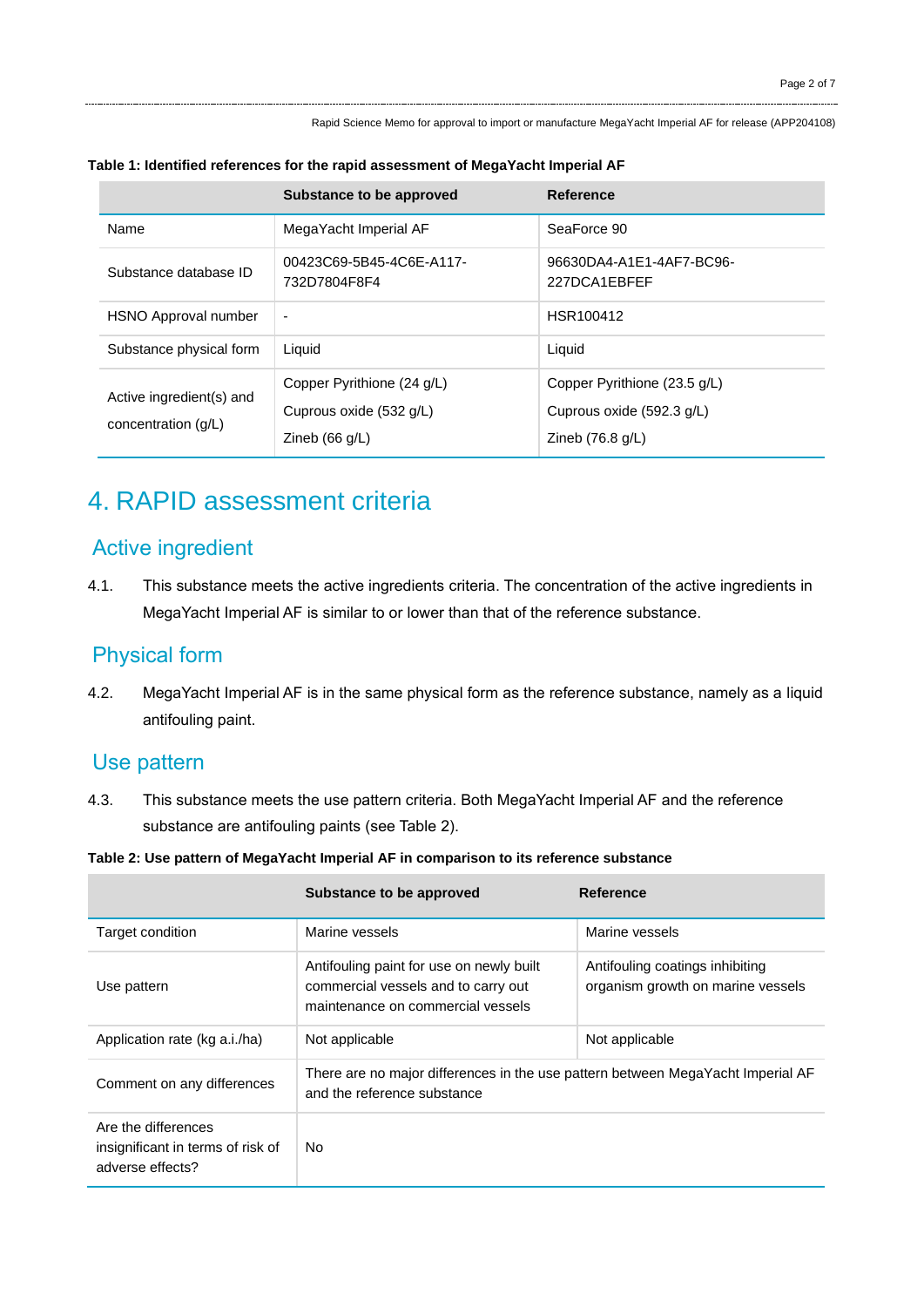**Table 1: Identified references for the rapid assessment of MegaYacht Imperial AF**

| | Substance to be approved | Reference |
|---|---|---|
| Name | MegaYacht Imperial AF | SeaForce 90 |
| Substance database ID | 00423C69-5B45-4C6E-A117-732D7804F8F4 | 96630DA4-A1E1-4AF7-BC96-227DCA1EBFEF |
| HSNO Approval number | - | HSR100412 |
| Substance physical form | Liquid | Liquid |
| Active ingredient(s) and concentration (g/L) | Copper Pyrithione (24 g/L)<br>Cuprous oxide (532 g/L)<br>Zineb (66 g/L) | Copper Pyrithione (23.5 g/L)<br>Cuprous oxide (592.3 g/L)<br>Zineb (76.8 g/L) |

# 4. RAPID assessment criteria

## Active ingredient

4.1. This substance meets the active ingredients criteria. The concentration of the active ingredients in MegaYacht Imperial AF is similar to or lower than that of the reference substance.

## Physical form

4.2. MegaYacht Imperial AF is in the same physical form as the reference substance, namely as a liquid antifouling paint.

## Use pattern

4.3. This substance meets the use pattern criteria. Both MegaYacht Imperial AF and the reference substance are antifouling paints (see Table 2).

**Table 2: Use pattern of MegaYacht Imperial AF in comparison to its reference substance**

| | Substance to be approved | Reference |
|---|---|---|
| Target condition | Marine vessels | Marine vessels |
| Use pattern | Antifouling paint for use on newly built commercial vessels and to carry out maintenance on commercial vessels | Antifouling coatings inhibiting organism growth on marine vessels |
| Application rate (kg a.i./ha) | Not applicable | Not applicable |
| Comment on any differences | There are no major differences in the use pattern between MegaYacht Imperial AF and the reference substance | |
| Are the differences insignificant in terms of risk of adverse effects? | No | |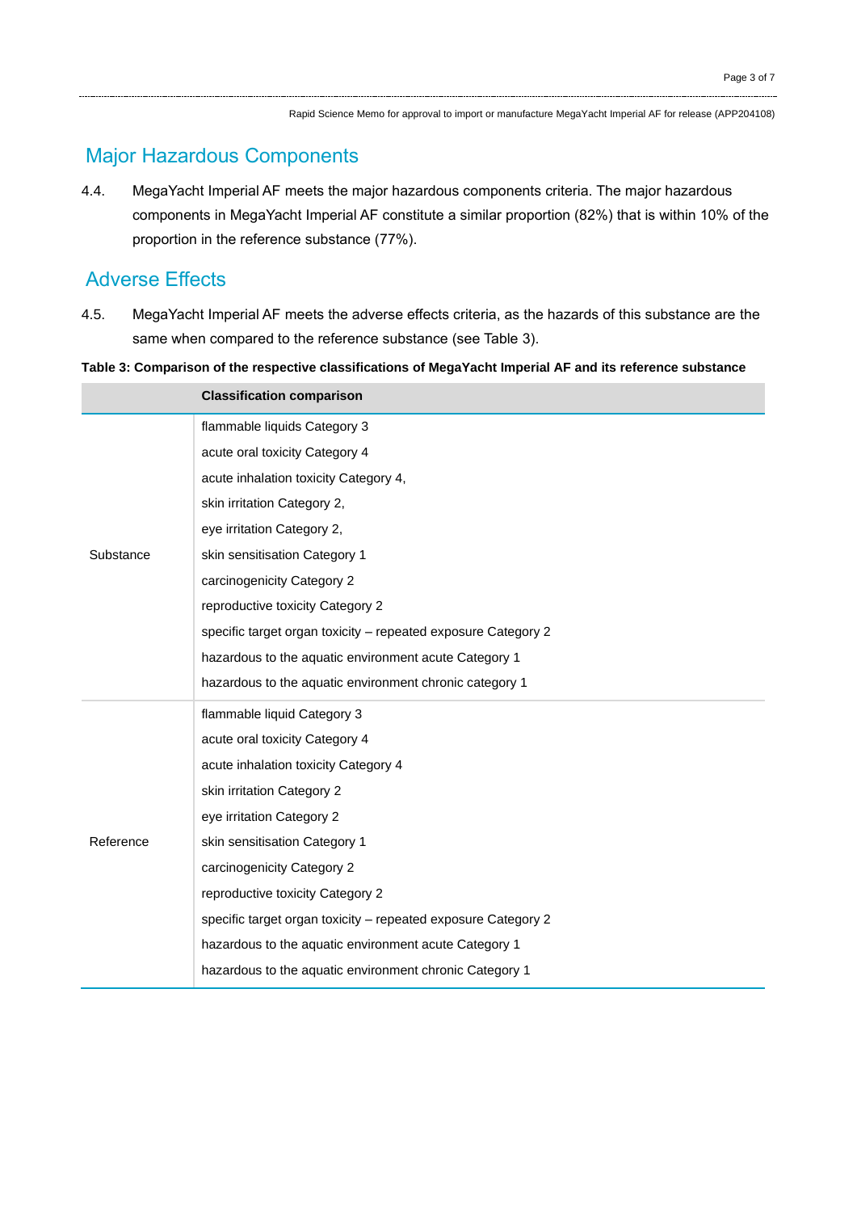## Major Hazardous Components

4.4. MegaYacht Imperial AF meets the major hazardous components criteria. The major hazardous components in MegaYacht Imperial AF constitute a similar proportion (82%) that is within 10% of the proportion in the reference substance (77%).

## Adverse Effects

4.5. MegaYacht Imperial AF meets the adverse effects criteria, as the hazards of this substance are the same when compared to the reference substance (see Table 3).

**Table 3: Comparison of the respective classifications of MegaYacht Imperial AF and its reference substance**

| | Classification comparison |
|---|---|
| Substance | flammable liquids Category 3<br>acute oral toxicity Category 4<br>acute inhalation toxicity Category 4,<br>skin irritation Category 2,<br>eye irritation Category 2,<br>skin sensitisation Category 1<br>carcinogenicity Category 2<br>reproductive toxicity Category 2<br>specific target organ toxicity – repeated exposure Category 2<br>hazardous to the aquatic environment acute Category 1<br>hazardous to the aquatic environment chronic category 1 |
| Reference | flammable liquid Category 3<br>acute oral toxicity Category 4<br>acute inhalation toxicity Category 4<br>skin irritation Category 2<br>eye irritation Category 2<br>skin sensitisation Category 1<br>carcinogenicity Category 2<br>reproductive toxicity Category 2<br>specific target organ toxicity – repeated exposure Category 2<br>hazardous to the aquatic environment acute Category 1<br>hazardous to the aquatic environment chronic Category 1 |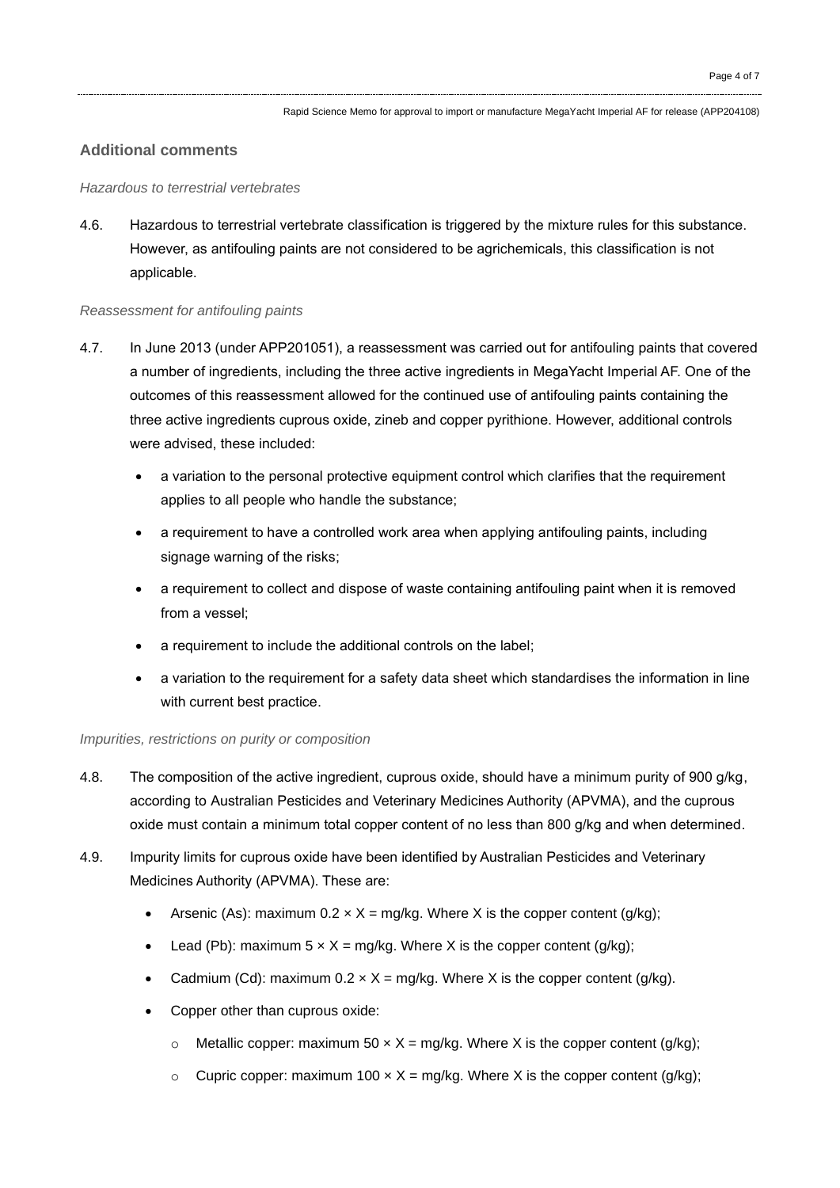## Additional comments

*Hazardous to terrestrial vertebrates*

4.6. Hazardous to terrestrial vertebrate classification is triggered by the mixture rules for this substance. However, as antifouling paints are not considered to be agrichemicals, this classification is not applicable.

*Reassessment for antifouling paints*

4.7. In June 2013 (under APP201051), a reassessment was carried out for antifouling paints that covered a number of ingredients, including the three active ingredients in MegaYacht Imperial AF. One of the outcomes of this reassessment allowed for the continued use of antifouling paints containing the three active ingredients cuprous oxide, zineb and copper pyrithione. However, additional controls were advised, these included:

- a variation to the personal protective equipment control which clarifies that the requirement applies to all people who handle the substance;
- a requirement to have a controlled work area when applying antifouling paints, including signage warning of the risks;
- a requirement to collect and dispose of waste containing antifouling paint when it is removed from a vessel;
- a requirement to include the additional controls on the label;
- a variation to the requirement for a safety data sheet which standardises the information in line with current best practice.

*Impurities, restrictions on purity or composition*

4.8. The composition of the active ingredient, cuprous oxide, should have a minimum purity of 900 g/kg, according to Australian Pesticides and Veterinary Medicines Authority (APVMA), and the cuprous oxide must contain a minimum total copper content of no less than 800 g/kg and when determined.

4.9. Impurity limits for cuprous oxide have been identified by Australian Pesticides and Veterinary Medicines Authority (APVMA). These are:

- Arsenic (As): maximum $0.2 \times X =$ mg/kg. Where X is the copper content (g/kg);
- Lead (Pb): maximum $5 \times X =$ mg/kg. Where X is the copper content (g/kg);
- Cadmium (Cd): maximum $0.2 \times X =$ mg/kg. Where X is the copper content (g/kg).
- Copper other than cuprous oxide:
  - Metallic copper: maximum $50 \times X =$ mg/kg. Where X is the copper content (g/kg);
  - Cupric copper: maximum $100 \times X =$ mg/kg. Where X is the copper content (g/kg);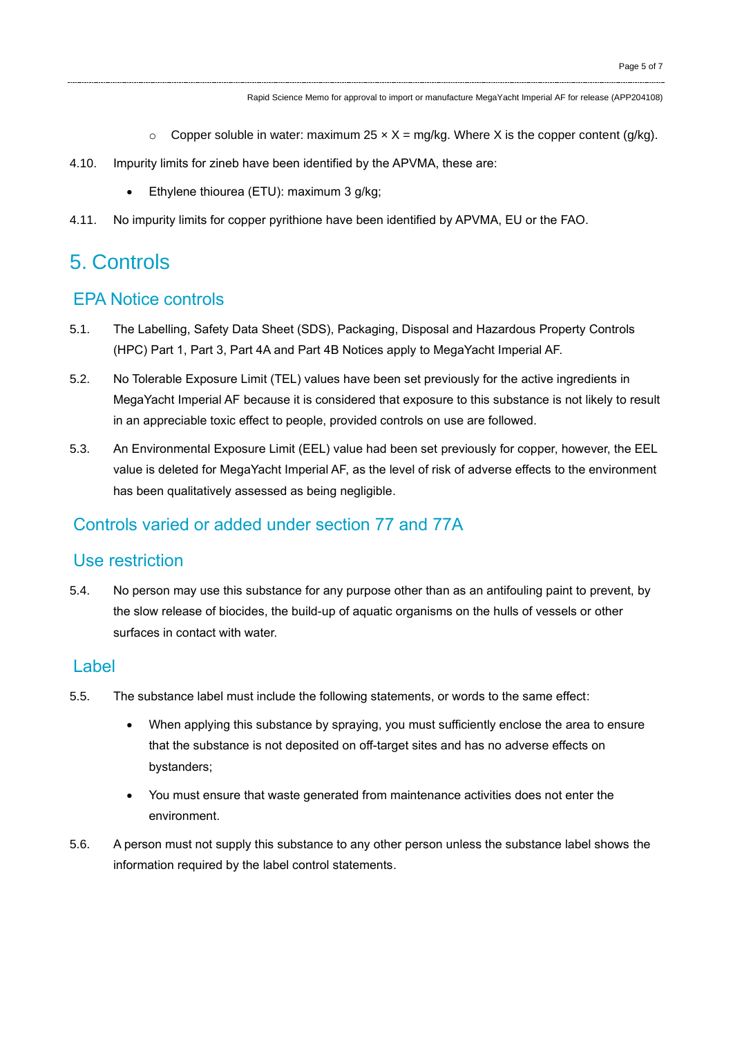- Copper soluble in water: maximum 25 × X = mg/kg. Where X is the copper content (g/kg).

4.10. Impurity limits for zineb have been identified by the APVMA, these are:

- Ethylene thiourea (ETU): maximum 3 g/kg;

4.11. No impurity limits for copper pyrithione have been identified by APVMA, EU or the FAO.

# 5. Controls

## EPA Notice controls

5.1. The Labelling, Safety Data Sheet (SDS), Packaging, Disposal and Hazardous Property Controls (HPC) Part 1, Part 3, Part 4A and Part 4B Notices apply to MegaYacht Imperial AF.

5.2. No Tolerable Exposure Limit (TEL) values have been set previously for the active ingredients in MegaYacht Imperial AF because it is considered that exposure to this substance is not likely to result in an appreciable toxic effect to people, provided controls on use are followed.

5.3. An Environmental Exposure Limit (EEL) value had been set previously for copper, however, the EEL value is deleted for MegaYacht Imperial AF, as the level of risk of adverse effects to the environment has been qualitatively assessed as being negligible.

## Controls varied or added under section 77 and 77A

## Use restriction

5.4. No person may use this substance for any purpose other than as an antifouling paint to prevent, by the slow release of biocides, the build-up of aquatic organisms on the hulls of vessels or other surfaces in contact with water.

## Label

5.5. The substance label must include the following statements, or words to the same effect:

- When applying this substance by spraying, you must sufficiently enclose the area to ensure that the substance is not deposited on off-target sites and has no adverse effects on bystanders;
- You must ensure that waste generated from maintenance activities does not enter the environment.

5.6. A person must not supply this substance to any other person unless the substance label shows the information required by the label control statements.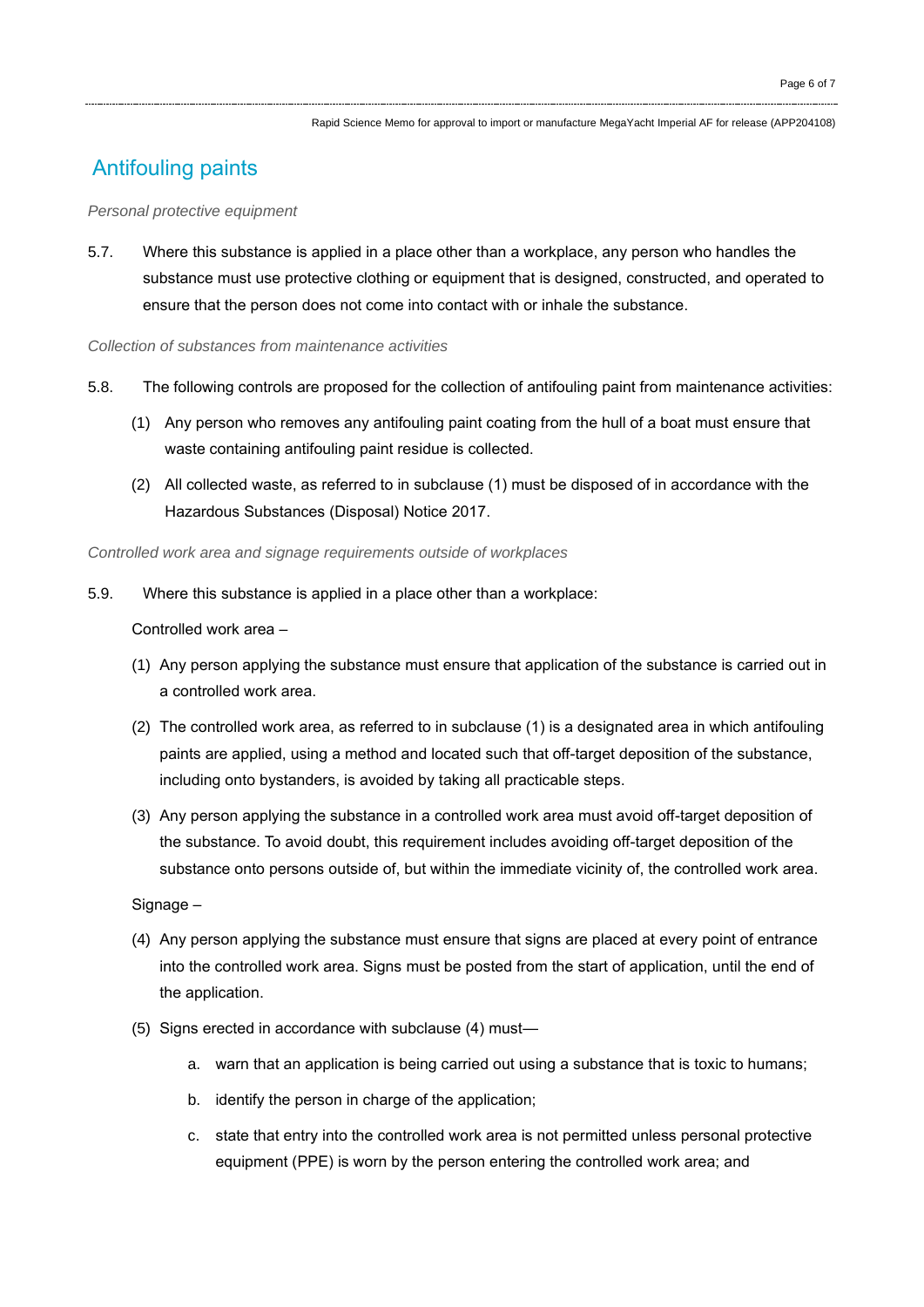## Antifouling paints

*Personal protective equipment*

5.7. Where this substance is applied in a place other than a workplace, any person who handles the substance must use protective clothing or equipment that is designed, constructed, and operated to ensure that the person does not come into contact with or inhale the substance.

*Collection of substances from maintenance activities*

5.8. The following controls are proposed for the collection of antifouling paint from maintenance activities:

(1) Any person who removes any antifouling paint coating from the hull of a boat must ensure that waste containing antifouling paint residue is collected.

(2) All collected waste, as referred to in subclause (1) must be disposed of in accordance with the Hazardous Substances (Disposal) Notice 2017.

*Controlled work area and signage requirements outside of workplaces*

5.9. Where this substance is applied in a place other than a workplace:

Controlled work area –

(1) Any person applying the substance must ensure that application of the substance is carried out in a controlled work area.

(2) The controlled work area, as referred to in subclause (1) is a designated area in which antifouling paints are applied, using a method and located such that off-target deposition of the substance, including onto bystanders, is avoided by taking all practicable steps.

(3) Any person applying the substance in a controlled work area must avoid off-target deposition of the substance. To avoid doubt, this requirement includes avoiding off-target deposition of the substance onto persons outside of, but within the immediate vicinity of, the controlled work area.

Signage –

(4) Any person applying the substance must ensure that signs are placed at every point of entrance into the controlled work area. Signs must be posted from the start of application, until the end of the application.

(5) Signs erected in accordance with subclause (4) must—

a. warn that an application is being carried out using a substance that is toxic to humans;

b. identify the person in charge of the application;

c. state that entry into the controlled work area is not permitted unless personal protective equipment (PPE) is worn by the person entering the controlled work area; and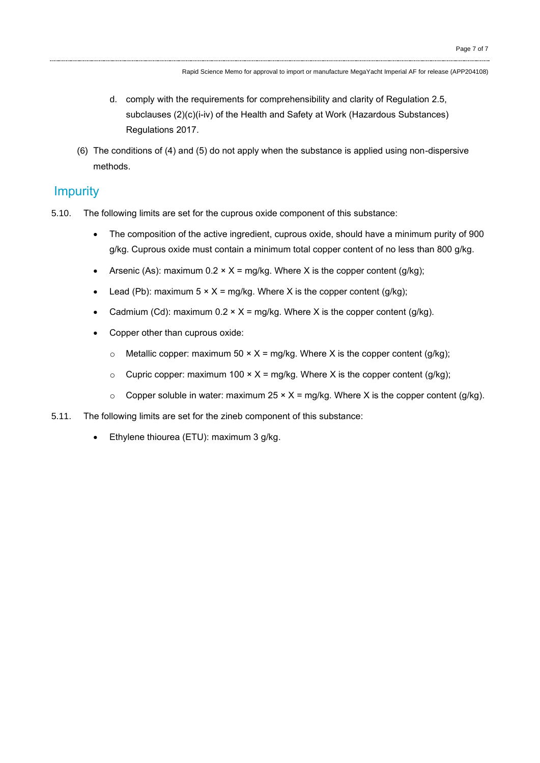d. comply with the requirements for comprehensibility and clarity of Regulation 2.5, subclauses (2)(c)(i-iv) of the Health and Safety at Work (Hazardous Substances) Regulations 2017.

(6) The conditions of (4) and (5) do not apply when the substance is applied using non-dispersive methods.

## Impurity

5.10. The following limits are set for the cuprous oxide component of this substance:

- The composition of the active ingredient, cuprous oxide, should have a minimum purity of 900 g/kg. Cuprous oxide must contain a minimum total copper content of no less than 800 g/kg.
- Arsenic (As): maximum $0.2 \times X$ = mg/kg. Where X is the copper content (g/kg);
- Lead (Pb): maximum $5 \times X$ = mg/kg. Where X is the copper content (g/kg);
- Cadmium (Cd): maximum $0.2 \times X$ = mg/kg. Where X is the copper content (g/kg).
- Copper other than cuprous oxide:
  - Metallic copper: maximum $50 \times X$ = mg/kg. Where X is the copper content (g/kg);
  - Cupric copper: maximum $100 \times X$ = mg/kg. Where X is the copper content (g/kg);
  - Copper soluble in water: maximum $25 \times X$ = mg/kg. Where X is the copper content (g/kg).

5.11. The following limits are set for the zineb component of this substance:

- Ethylene thiourea (ETU): maximum 3 g/kg.